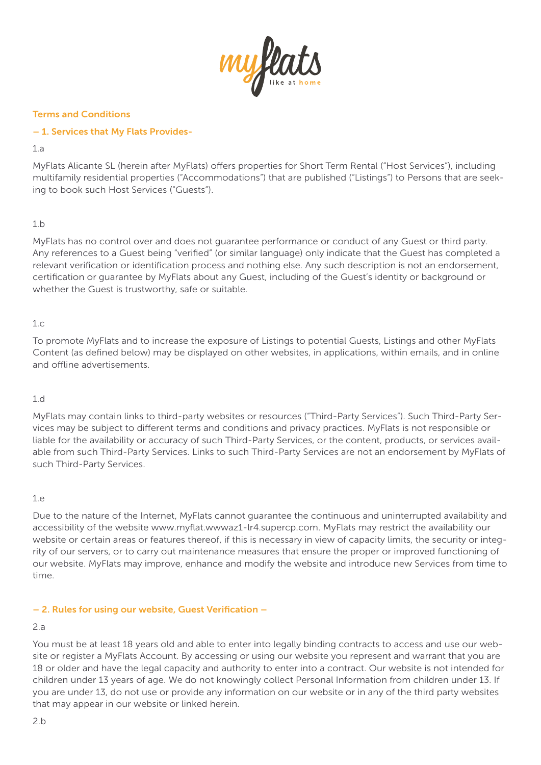# Terms and Conditions

## – 1. Services that My Flats Provides-

1.a

MyFlats Alicante SL (herein after MyFlats) offers properties for Short Term Rental ("Host Services"), including multifamily residential properties ("Accommodations") that are published ("Listings") to Persons that are seeking to book such Host Services ("Guests").

1.b

MyFlats has no control over and does not guarantee performance or conduct of any Guest or third party. Any references to a Guest being "verified" (or similar language) only indicate that the Guest has completed a relevant verification or identification process and nothing else. Any such description is not an endorsement, certification or guarantee by MyFlats about any Guest, including of the Guest's identity or background or whether the Guest is trustworthy, safe or suitable.

1.c

To promote MyFlats and to increase the exposure of Listings to potential Guests, Listings and other MyFlats Content (as defined below) may be displayed on other websites, in applications, within emails, and in online and offline advertisements.

1.d

MyFlats may contain links to third-party websites or resources ("Third-Party Services"). Such Third-Party Services may be subject to different terms and conditions and privacy practices. MyFlats is not responsible or liable for the availability or accuracy of such Third-Party Services, or the content, products, or services available from such Third-Party Services. Links to such Third-Party Services are not an endorsement by MyFlats of such Third-Party Services.

1.e

Due to the nature of the Internet, MyFlats cannot guarantee the continuous and uninterrupted availability and accessibility of the website www.myflat.wwwaz1-lr4.supercp.com. MyFlats may restrict the availability our website or certain areas or features thereof, if this is necessary in view of capacity limits, the security or integrity of our servers, or to carry out maintenance measures that ensure the proper or improved functioning of our website. MyFlats may improve, enhance and modify the website and introduce new Services from time to time.

## – 2. Rules for using our website, Guest Verification –

2.a

You must be at least 18 years old and able to enter into legally binding contracts to access and use our website or register a MyFlats Account. By accessing or using our website you represent and warrant that you are 18 or older and have the legal capacity and authority to enter into a contract. Our website is not intended for children under 13 years of age. We do not knowingly collect Personal Information from children under 13. If you are under 13, do not use or provide any information on our website or in any of the third party websites that may appear in our website or linked herein.

2.b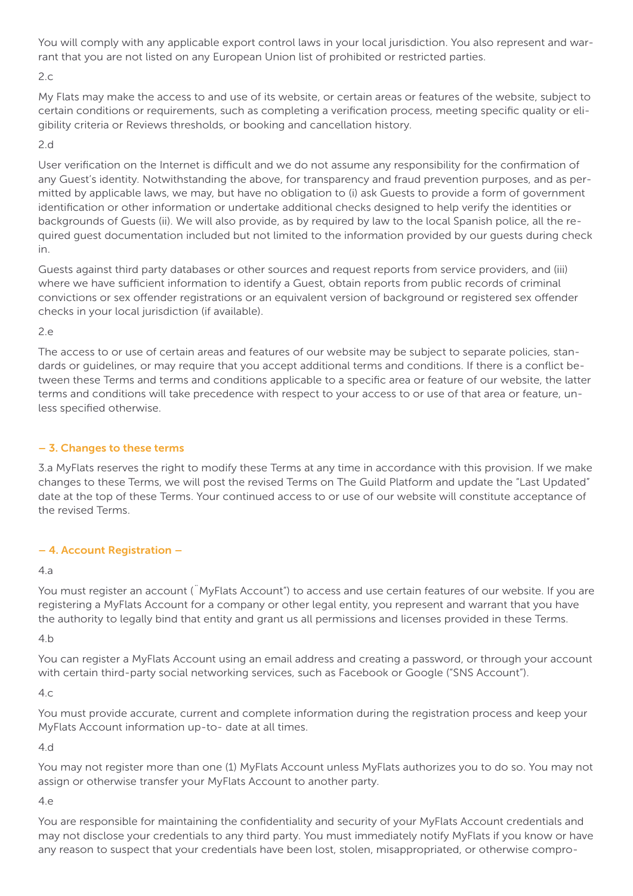You will comply with any applicable export control laws in your local jurisdiction. You also represent and warrant that you are not listed on any European Union list of prohibited or restricted parties.

2.c

My Flats may make the access to and use of its website, or certain areas or features of the website, subject to certain conditions or requirements, such as completing a verification process, meeting specific quality or eligibility criteria or Reviews thresholds, or booking and cancellation history.

2.d

User verification on the Internet is difficult and we do not assume any responsibility for the confirmation of any Guest's identity. Notwithstanding the above, for transparency and fraud prevention purposes, and as permitted by applicable laws, we may, but have no obligation to (i) ask Guests to provide a form of government identification or other information or undertake additional checks designed to help verify the identities or backgrounds of Guests (ii). We will also provide, as by required by law to the local Spanish police, all the required guest documentation included but not limited to the information provided by our guests during check in.

Guests against third party databases or other sources and request reports from service providers, and (iii) where we have sufficient information to identify a Guest, obtain reports from public records of criminal convictions or sex offender registrations or an equivalent version of background or registered sex offender checks in your local jurisdiction (if available).

2.e

The access to or use of certain areas and features of our website may be subject to separate policies, standards or guidelines, or may require that you accept additional terms and conditions. If there is a conflict between these Terms and terms and conditions applicable to a specific area or feature of our website, the latter terms and conditions will take precedence with respect to your access to or use of that area or feature, unless specified otherwise.

## – 3. Changes to these terms

3.a MyFlats reserves the right to modify these Terms at any time in accordance with this provision. If we make changes to these Terms, we will post the revised Terms on The Guild Platform and update the "Last Updated" date at the top of these Terms. Your continued access to or use of our website will constitute acceptance of the revised Terms.

## – 4. Account Registration –

4.a

You must register an account (¨MyFlats Account") to access and use certain features of our website. If you are registering a MyFlats Account for a company or other legal entity, you represent and warrant that you have the authority to legally bind that entity and grant us all permissions and licenses provided in these Terms.

4.b

You can register a MyFlats Account using an email address and creating a password, or through your account with certain third-party social networking services, such as Facebook or Google ("SNS Account").

4.c

You must provide accurate, current and complete information during the registration process and keep your MyFlats Account information up-to- date at all times.

4.d

You may not register more than one (1) MyFlats Account unless MyFlats authorizes you to do so. You may not assign or otherwise transfer your MyFlats Account to another party.

4.e

You are responsible for maintaining the confidentiality and security of your MyFlats Account credentials and may not disclose your credentials to any third party. You must immediately notify MyFlats if you know or have any reason to suspect that your credentials have been lost, stolen, misappropriated, or otherwise compro-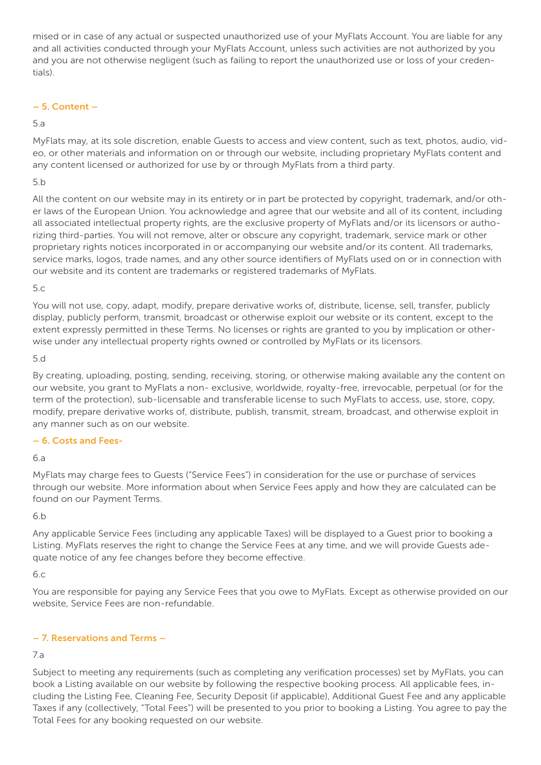mised or in case of any actual or suspected unauthorized use of your MyFlats Account. You are liable for any and all activities conducted through your MyFlats Account, unless such activities are not authorized by you and you are not otherwise negligent (such as failing to report the unauthorized use or loss of your credentials).

## – 5. Content –

5.a

MyFlats may, at its sole discretion, enable Guests to access and view content, such as text, photos, audio, video, or other materials and information on or through our website, including proprietary MyFlats content and any content licensed or authorized for use by or through MyFlats from a third party.

5.b

All the content on our website may in its entirety or in part be protected by copyright, trademark, and/or other laws of the European Union. You acknowledge and agree that our website and all of its content, including all associated intellectual property rights, are the exclusive property of MyFlats and/or its licensors or authorizing third-parties. You will not remove, alter or obscure any copyright, trademark, service mark or other proprietary rights notices incorporated in or accompanying our website and/or its content. All trademarks, service marks, logos, trade names, and any other source identifiers of MyFlats used on or in connection with our website and its content are trademarks or registered trademarks of MyFlats.

5.c

You will not use, copy, adapt, modify, prepare derivative works of, distribute, license, sell, transfer, publicly display, publicly perform, transmit, broadcast or otherwise exploit our website or its content, except to the extent expressly permitted in these Terms. No licenses or rights are granted to you by implication or otherwise under any intellectual property rights owned or controlled by MyFlats or its licensors.

5.d

By creating, uploading, posting, sending, receiving, storing, or otherwise making available any the content on our website, you grant to MyFlats a non- exclusive, worldwide, royalty-free, irrevocable, perpetual (or for the term of the protection), sub-licensable and transferable license to such MyFlats to access, use, store, copy, modify, prepare derivative works of, distribute, publish, transmit, stream, broadcast, and otherwise exploit in any manner such as on our website.

## – 6. Costs and Fees-

6.a

MyFlats may charge fees to Guests ("Service Fees") in consideration for the use or purchase of services through our website. More information about when Service Fees apply and how they are calculated can be found on our Payment Terms.

6.b

Any applicable Service Fees (including any applicable Taxes) will be displayed to a Guest prior to booking a Listing. MyFlats reserves the right to change the Service Fees at any time, and we will provide Guests adequate notice of any fee changes before they become effective.

6.c

You are responsible for paying any Service Fees that you owe to MyFlats. Except as otherwise provided on our website, Service Fees are non-refundable.

## – 7. Reservations and Terms –

7.a

Subject to meeting any requirements (such as completing any verification processes) set by MyFlats, you can book a Listing available on our website by following the respective booking process. All applicable fees, including the Listing Fee, Cleaning Fee, Security Deposit (if applicable), Additional Guest Fee and any applicable Taxes if any (collectively, "Total Fees") will be presented to you prior to booking a Listing. You agree to pay the Total Fees for any booking requested on our website.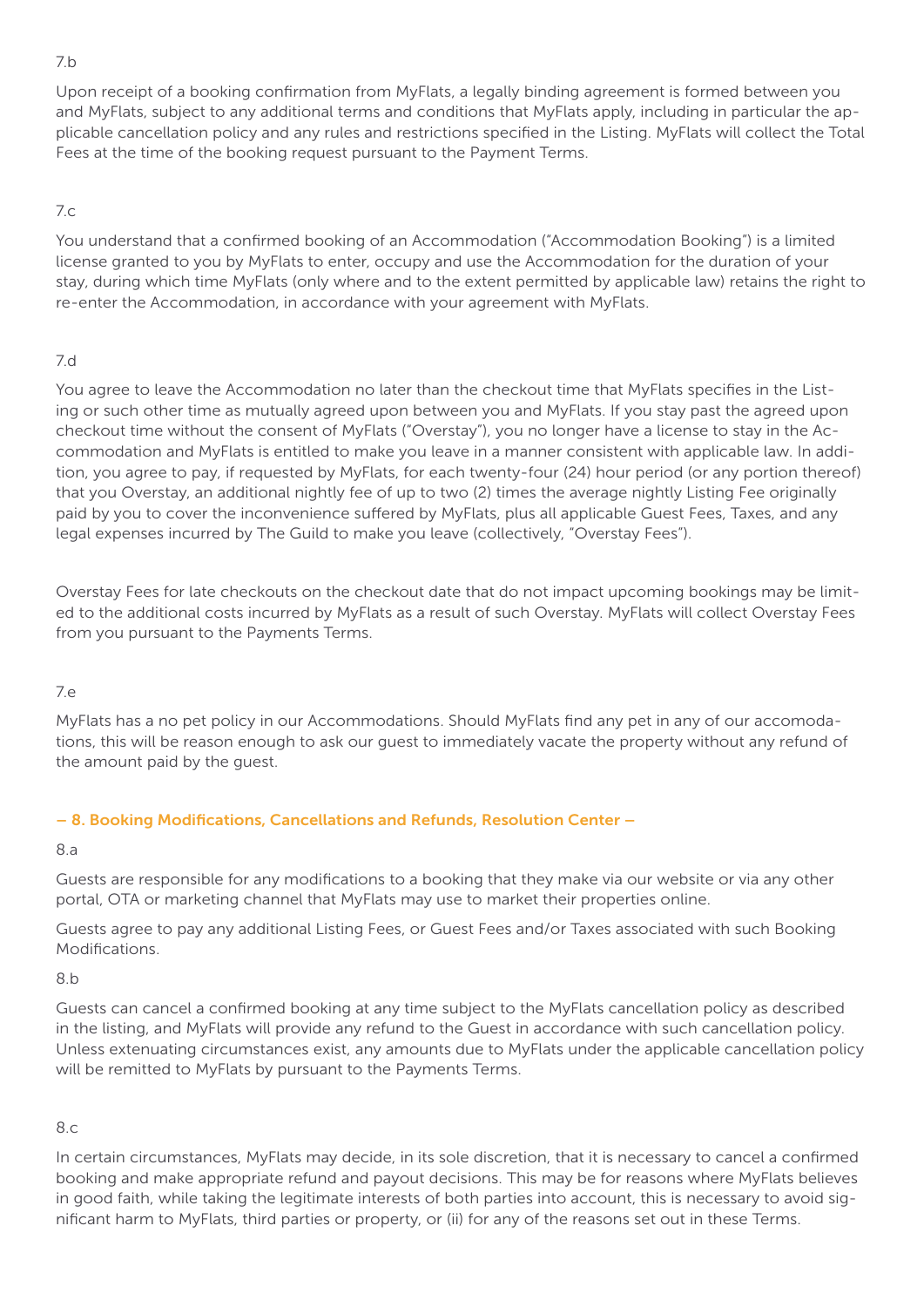7.b

Upon receipt of a booking confirmation from MyFlats, a legally binding agreement is formed between you and MyFlats, subject to any additional terms and conditions that MyFlats apply, including in particular the applicable cancellation policy and any rules and restrictions specified in the Listing. MyFlats will collect the Total Fees at the time of the booking request pursuant to the Payment Terms.

7.c

You understand that a confirmed booking of an Accommodation ("Accommodation Booking") is a limited license granted to you by MyFlats to enter, occupy and use the Accommodation for the duration of your stay, during which time MyFlats (only where and to the extent permitted by applicable law) retains the right to re-enter the Accommodation, in accordance with your agreement with MyFlats.

7.d

You agree to leave the Accommodation no later than the checkout time that MyFlats specifies in the Listing or such other time as mutually agreed upon between you and MyFlats. If you stay past the agreed upon checkout time without the consent of MyFlats ("Overstay"), you no longer have a license to stay in the Accommodation and MyFlats is entitled to make you leave in a manner consistent with applicable law. In addition, you agree to pay, if requested by MyFlats, for each twenty-four (24) hour period (or any portion thereof) that you Overstay, an additional nightly fee of up to two (2) times the average nightly Listing Fee originally paid by you to cover the inconvenience suffered by MyFlats, plus all applicable Guest Fees, Taxes, and any legal expenses incurred by The Guild to make you leave (collectively, "Overstay Fees").

Overstay Fees for late checkouts on the checkout date that do not impact upcoming bookings may be limited to the additional costs incurred by MyFlats as a result of such Overstay. MyFlats will collect Overstay Fees from you pursuant to the Payments Terms.

7.e

MyFlats has a no pet policy in our Accommodations. Should MyFlats find any pet in any of our accomodations, this will be reason enough to ask our guest to immediately vacate the property without any refund of the amount paid by the guest.

## – 8. Booking Modifications, Cancellations and Refunds, Resolution Center –

8.a

Guests are responsible for any modifications to a booking that they make via our website or via any other portal, OTA or marketing channel that MyFlats may use to market their properties online.

Guests agree to pay any additional Listing Fees, or Guest Fees and/or Taxes associated with such Booking Modifications.

8.b

Guests can cancel a confirmed booking at any time subject to the MyFlats cancellation policy as described in the listing, and MyFlats will provide any refund to the Guest in accordance with such cancellation policy. Unless extenuating circumstances exist, any amounts due to MyFlats under the applicable cancellation policy will be remitted to MyFlats by pursuant to the Payments Terms.

8.c

In certain circumstances, MyFlats may decide, in its sole discretion, that it is necessary to cancel a confirmed booking and make appropriate refund and payout decisions. This may be for reasons where MyFlats believes in good faith, while taking the legitimate interests of both parties into account, this is necessary to avoid significant harm to MyFlats, third parties or property, or (ii) for any of the reasons set out in these Terms.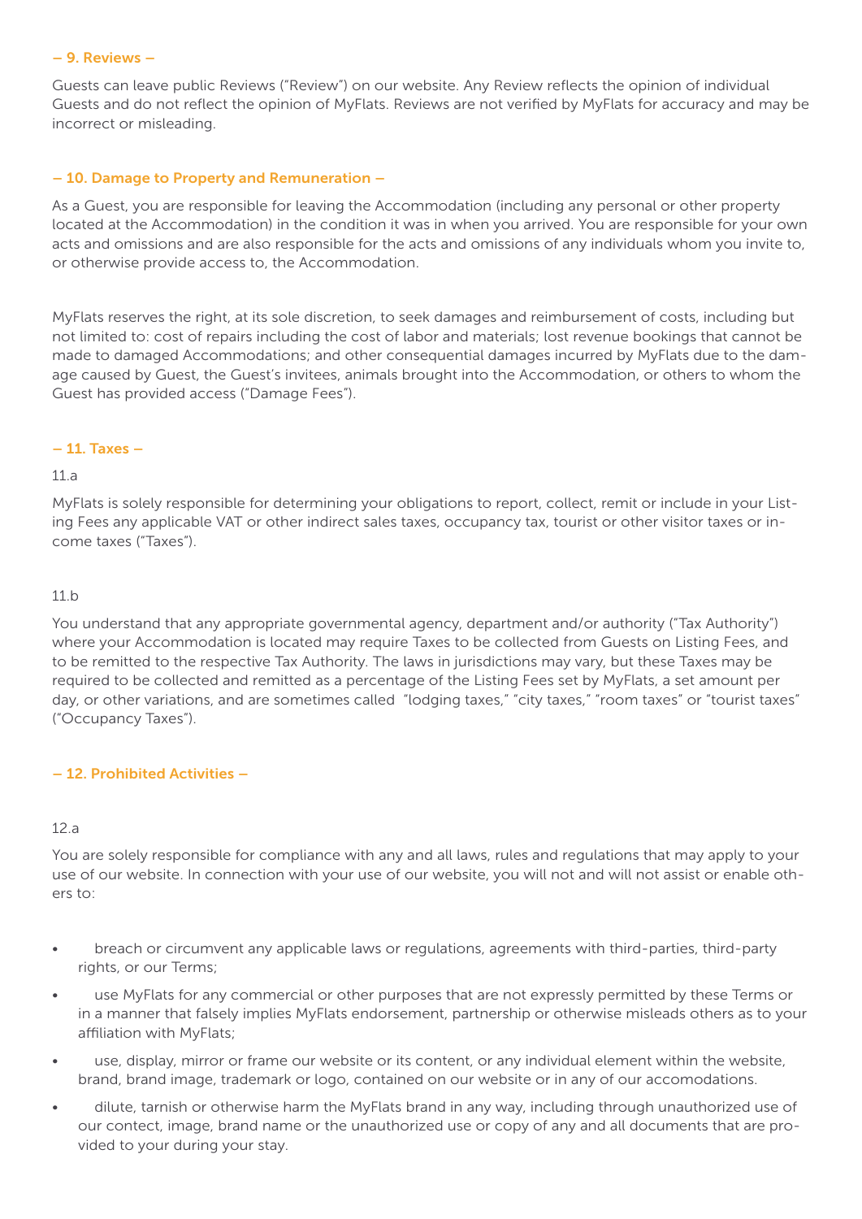## – 9. Reviews –

Guests can leave public Reviews ("Review") on our website. Any Review reflects the opinion of individual Guests and do not reflect the opinion of MyFlats. Reviews are not verified by MyFlats for accuracy and may be incorrect or misleading.

## – 10. Damage to Property and Remuneration –

As a Guest, you are responsible for leaving the Accommodation (including any personal or other property located at the Accommodation) in the condition it was in when you arrived. You are responsible for your own acts and omissions and are also responsible for the acts and omissions of any individuals whom you invite to, or otherwise provide access to, the Accommodation.

MyFlats reserves the right, at its sole discretion, to seek damages and reimbursement of costs, including but not limited to: cost of repairs including the cost of labor and materials; lost revenue bookings that cannot be made to damaged Accommodations; and other consequential damages incurred by MyFlats due to the damage caused by Guest, the Guest's invitees, animals brought into the Accommodation, or others to whom the Guest has provided access ("Damage Fees").

## – 11. Taxes –

11.a

MyFlats is solely responsible for determining your obligations to report, collect, remit or include in your Listing Fees any applicable VAT or other indirect sales taxes, occupancy tax, tourist or other visitor taxes or income taxes ("Taxes").

11.b

You understand that any appropriate governmental agency, department and/or authority ("Tax Authority") where your Accommodation is located may require Taxes to be collected from Guests on Listing Fees, and to be remitted to the respective Tax Authority. The laws in jurisdictions may vary, but these Taxes may be required to be collected and remitted as a percentage of the Listing Fees set by MyFlats, a set amount per day, or other variations, and are sometimes called "lodging taxes," "city taxes," "room taxes" or "tourist taxes" ("Occupancy Taxes").

## – 12. Prohibited Activities –

12.a

You are solely responsible for compliance with any and all laws, rules and regulations that may apply to your use of our website. In connection with your use of our website, you will not and will not assist or enable others to:

- breach or circumvent any applicable laws or regulations, agreements with third-parties, third-party rights, or our Terms;
- use MyFlats for any commercial or other purposes that are not expressly permitted by these Terms or in a manner that falsely implies MyFlats endorsement, partnership or otherwise misleads others as to your affiliation with MyFlats;
- use, display, mirror or frame our website or its content, or any individual element within the website, brand, brand image, trademark or logo, contained on our website or in any of our accomodations.
- dilute, tarnish or otherwise harm the MyFlats brand in any way, including through unauthorized use of our contect, image, brand name or the unauthorized use or copy of any and all documents that are provided to your during your stay.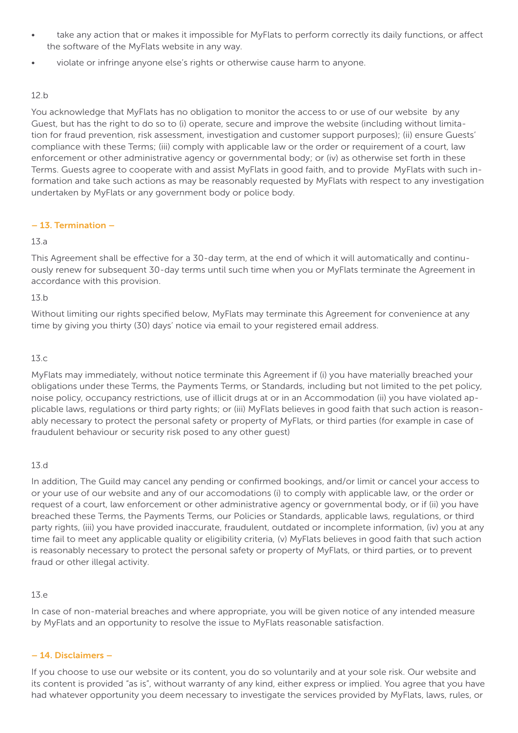- take any action that or makes it impossible for MyFlats to perform correctly its daily functions, or affect the software of the MyFlats website in any way.
- violate or infringe anyone else's rights or otherwise cause harm to anyone.

12.b

You acknowledge that MyFlats has no obligation to monitor the access to or use of our website by any Guest, but has the right to do so to (i) operate, secure and improve the website (including without limitation for fraud prevention, risk assessment, investigation and customer support purposes); (ii) ensure Guests' compliance with these Terms; (iii) comply with applicable law or the order or requirement of a court, law enforcement or other administrative agency or governmental body; or (iv) as otherwise set forth in these Terms. Guests agree to cooperate with and assist MyFlats in good faith, and to provide MyFlats with such information and take such actions as may be reasonably requested by MyFlats with respect to any investigation undertaken by MyFlats or any government body or police body.

## – 13. Termination –

13.a

This Agreement shall be effective for a 30-day term, at the end of which it will automatically and continuously renew for subsequent 30-day terms until such time when you or MyFlats terminate the Agreement in accordance with this provision.

13.b

Without limiting our rights specified below, MyFlats may terminate this Agreement for convenience at any time by giving you thirty (30) days' notice via email to your registered email address.

13.c

MyFlats may immediately, without notice terminate this Agreement if (i) you have materially breached your obligations under these Terms, the Payments Terms, or Standards, including but not limited to the pet policy, noise policy, occupancy restrictions, use of illicit drugs at or in an Accommodation (ii) you have violated applicable laws, regulations or third party rights; or (iii) MyFlats believes in good faith that such action is reasonably necessary to protect the personal safety or property of MyFlats, or third parties (for example in case of fraudulent behaviour or security risk posed to any other guest)

13.d

In addition, The Guild may cancel any pending or confirmed bookings, and/or limit or cancel your access to or your use of our website and any of our accomodations (i) to comply with applicable law, or the order or request of a court, law enforcement or other administrative agency or governmental body, or if (ii) you have breached these Terms, the Payments Terms, our Policies or Standards, applicable laws, regulations, or third party rights, (iii) you have provided inaccurate, fraudulent, outdated or incomplete information, (iv) you at any time fail to meet any applicable quality or eligibility criteria, (v) MyFlats believes in good faith that such action is reasonably necessary to protect the personal safety or property of MyFlats, or third parties, or to prevent fraud or other illegal activity.

13.e

In case of non-material breaches and where appropriate, you will be given notice of any intended measure by MyFlats and an opportunity to resolve the issue to MyFlats reasonable satisfaction.

## – 14. Disclaimers –

If you choose to use our website or its content, you do so voluntarily and at your sole risk. Our website and its content is provided "as is", without warranty of any kind, either express or implied. You agree that you have had whatever opportunity you deem necessary to investigate the services provided by MyFlats, laws, rules, or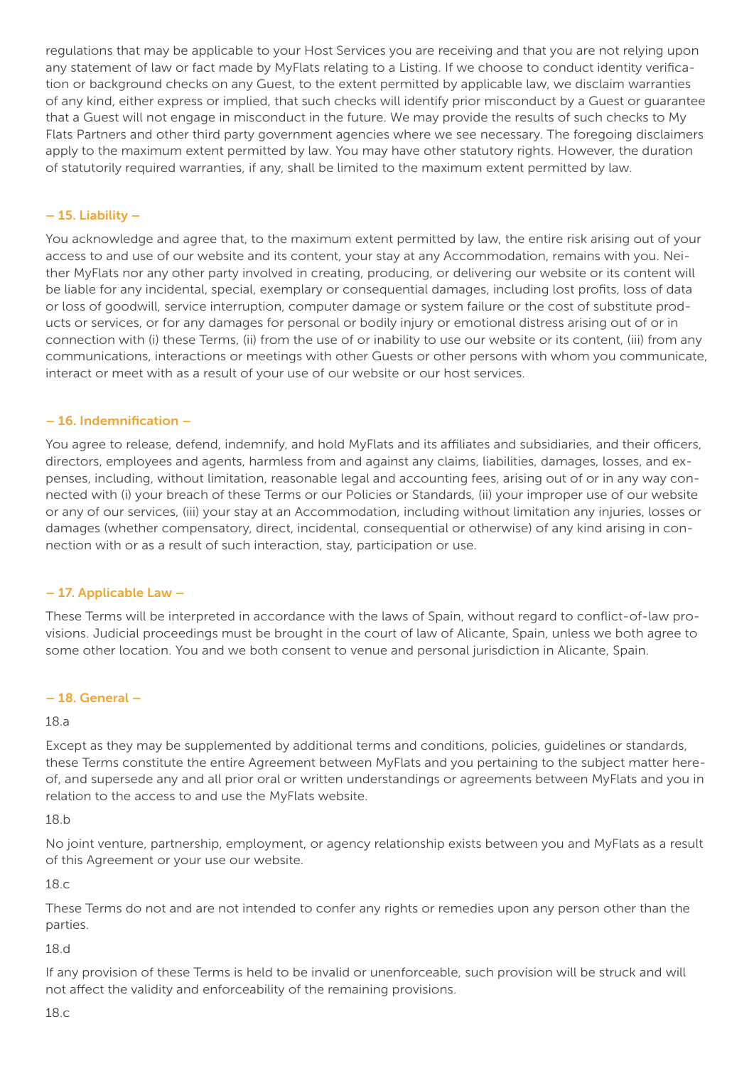regulations that may be applicable to your Host Services you are receiving and that you are not relying upon any statement of law or fact made by MyFlats relating to a Listing. If we choose to conduct identity verification or background checks on any Guest, to the extent permitted by applicable law, we disclaim warranties of any kind, either express or implied, that such checks will identify prior misconduct by a Guest or guarantee that a Guest will not engage in misconduct in the future. We may provide the results of such checks to My Flats Partners and other third party government agencies where we see necessary. The foregoing disclaimers apply to the maximum extent permitted by law. You may have other statutory rights. However, the duration of statutorily required warranties, if any, shall be limited to the maximum extent permitted by law.

### – 15. Liability –

You acknowledge and agree that, to the maximum extent permitted by law, the entire risk arising out of your access to and use of our website and its content, your stay at any Accommodation, remains with you. Neither MyFlats nor any other party involved in creating, producing, or delivering our website or its content will be liable for any incidental, special, exemplary or consequential damages, including lost profits, loss of data or loss of goodwill, service interruption, computer damage or system failure or the cost of substitute products or services, or for any damages for personal or bodily injury or emotional distress arising out of or in connection with (i) these Terms, (ii) from the use of or inability to use our website or its content, (iii) from any communications, interactions or meetings with other Guests or other persons with whom you communicate, interact or meet with as a result of your use of our website or our host services.

### – 16. Indemnification –

You agree to release, defend, indemnify, and hold MyFlats and its affiliates and subsidiaries, and their officers, directors, employees and agents, harmless from and against any claims, liabilities, damages, losses, and expenses, including, without limitation, reasonable legal and accounting fees, arising out of or in any way connected with (i) your breach of these Terms or our Policies or Standards, (ii) your improper use of our website or any of our services, (iii) your stay at an Accommodation, including without limitation any injuries, losses or damages (whether compensatory, direct, incidental, consequential or otherwise) of any kind arising in connection with or as a result of such interaction, stay, participation or use.

### – 17. Applicable Law –

These Terms will be interpreted in accordance with the laws of Spain, without regard to conflict-of-law provisions. Judicial proceedings must be brought in the court of law of Alicante, Spain, unless we both agree to some other location. You and we both consent to venue and personal jurisdiction in Alicante, Spain.

### – 18. General –

18.a

Except as they may be supplemented by additional terms and conditions, policies, guidelines or standards, these Terms constitute the entire Agreement between MyFlats and you pertaining to the subject matter hereof, and supersede any and all prior oral or written understandings or agreements between MyFlats and you in relation to the access to and use the MyFlats website.

18.b

No joint venture, partnership, employment, or agency relationship exists between you and MyFlats as a result of this Agreement or your use our website.

18.c

These Terms do not and are not intended to confer any rights or remedies upon any person other than the parties.

18.d

If any provision of these Terms is held to be invalid or unenforceable, such provision will be struck and will not affect the validity and enforceability of the remaining provisions.

18.c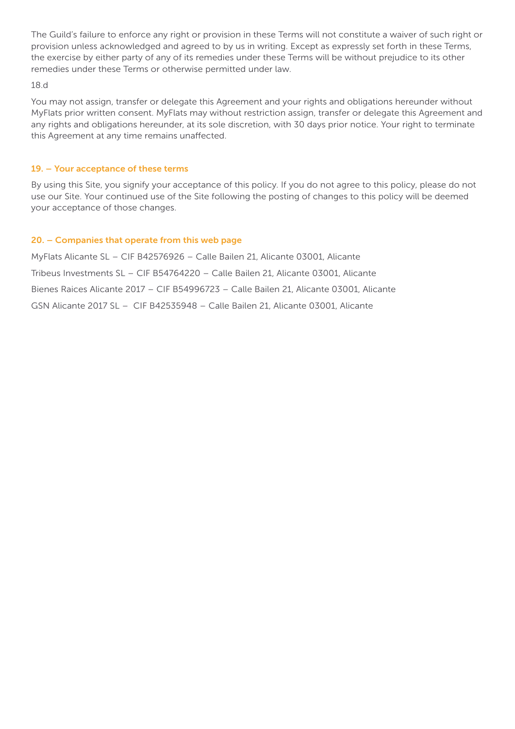The Guild's failure to enforce any right or provision in these Terms will not constitute a waiver of such right or provision unless acknowledged and agreed to by us in writing. Except as expressly set forth in these Terms, the exercise by either party of any of its remedies under these Terms will be without prejudice to its other remedies under these Terms or otherwise permitted under law.

18.d

You may not assign, transfer or delegate this Agreement and your rights and obligations hereunder without MyFlats prior written consent. MyFlats may without restriction assign, transfer or delegate this Agreement and any rights and obligations hereunder, at its sole discretion, with 30 days prior notice. Your right to terminate this Agreement at any time remains unaffected.

## 19. – Your acceptance of these terms

By using this Site, you signify your acceptance of this policy. If you do not agree to this policy, please do not use our Site. Your continued use of the Site following the posting of changes to this policy will be deemed your acceptance of those changes.

## 20. – Companies that operate from this web page

MyFlats Alicante SL – CIF B42576926 – Calle Bailen 21, Alicante 03001, Alicante

Tribeus Investments SL – CIF B54764220 – Calle Bailen 21, Alicante 03001, Alicante

Bienes Raices Alicante 2017 – CIF B54996723 – Calle Bailen 21, Alicante 03001, Alicante

GSN Alicante 2017 SL – CIF B42535948 – Calle Bailen 21, Alicante 03001, Alicante